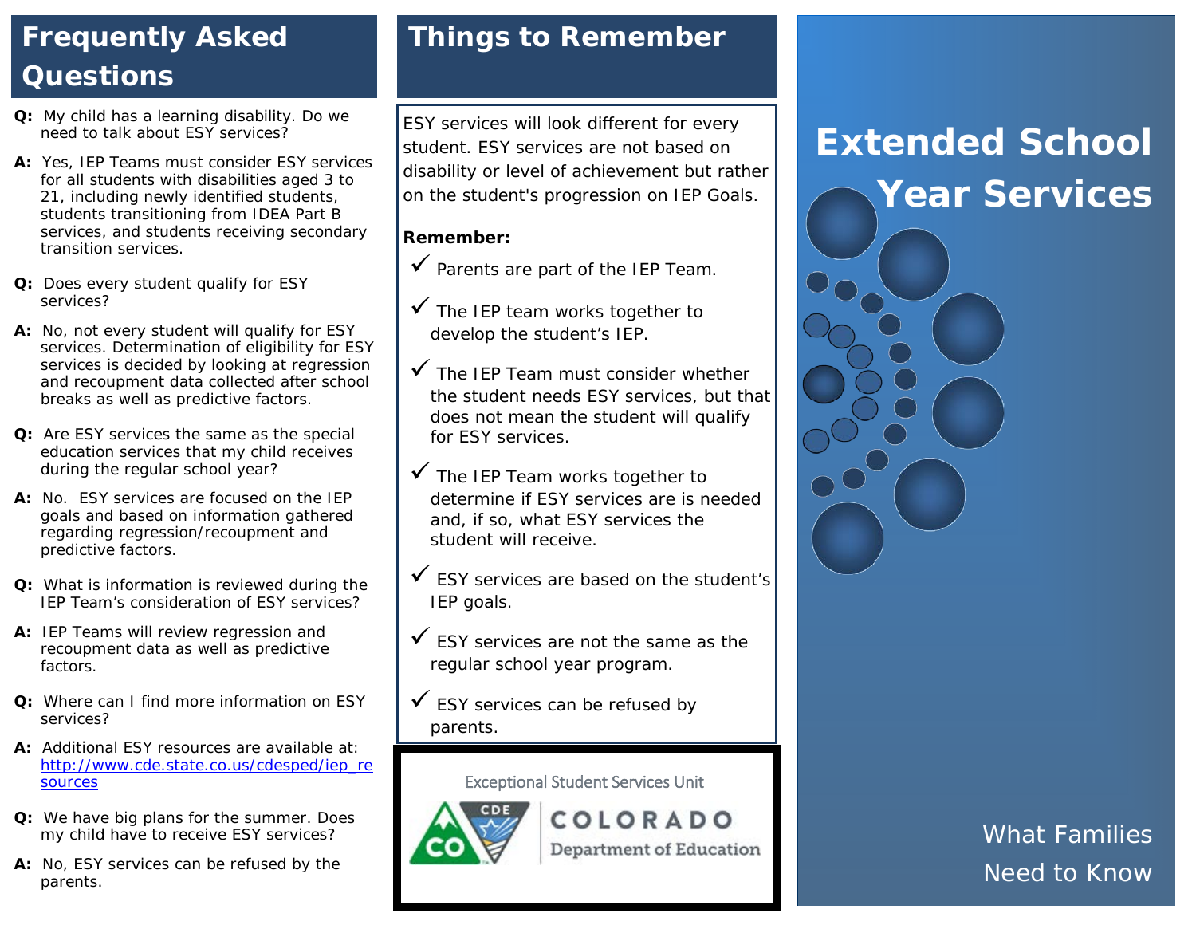## Frequently Asked Questions

**Q:** My child has a learning disability. Do we need to talk about ESY services?

**A:** Yes, IEP Teams must consider ESY services for all students with disabilities aged 3 to 21, including newly identified students, students transitioning from IDEA Part B services, and students receiving secondary transition services.

**Q:** Does every student qualify for ESY services?

**A:** No, not every student will qualify for ESY services. Determination of eligibility for ESY services is decided by looking at regression and recoupment data collected after school breaks as well as predictive factors.

**Q:** Are ESY services the same as the special education services that my child receives during the regular school year?

**A:** No. ESY services are focused on the IEP goals and based on information gathered regarding regression/recoupment and predictive factors.

**Q:** What is information is reviewed during the IEP Team's consideration of ESY services?

**A:** IEP Teams will review regression and recoupment data as well as predictive factors.

**Q:** Where can I find more information on ESY services?

**A:** Additional ESY resources are available at: [http://www.cde.state.co.us/cdesped/iep_resources](http://www.cde.state.co.us/cdesped/iep_resources)

**Q:** We have big plans for the summer. Does my child have to receive ESY services?

**A:** No, ESY services can be refused by the parents.

## Things to Remember

ESY services will look different for every student. ESY services are not based on disability or level of achievement but rather on the student's progression on IEP Goals.

**Remember:**

- ✓ Parents are part of the IEP Team.
- ✓ The IEP team works together to develop the student's IEP.
- ✓ The IEP Team must consider whether the student needs ESY services, but that does not mean the student will qualify for ESY services.
- ✓ The IEP Team works together to determine if ESY services are is needed and, if so, what ESY services the student will receive.
- ✓ ESY services are based on the student's IEP goals.
- ✓ ESY services are not the same as the regular school year program.
- ✓ ESY services can be refused by parents.

Exceptional Student Services Unit

COLORADO Department of Education

# Extended School Year Services

What Families Need to Know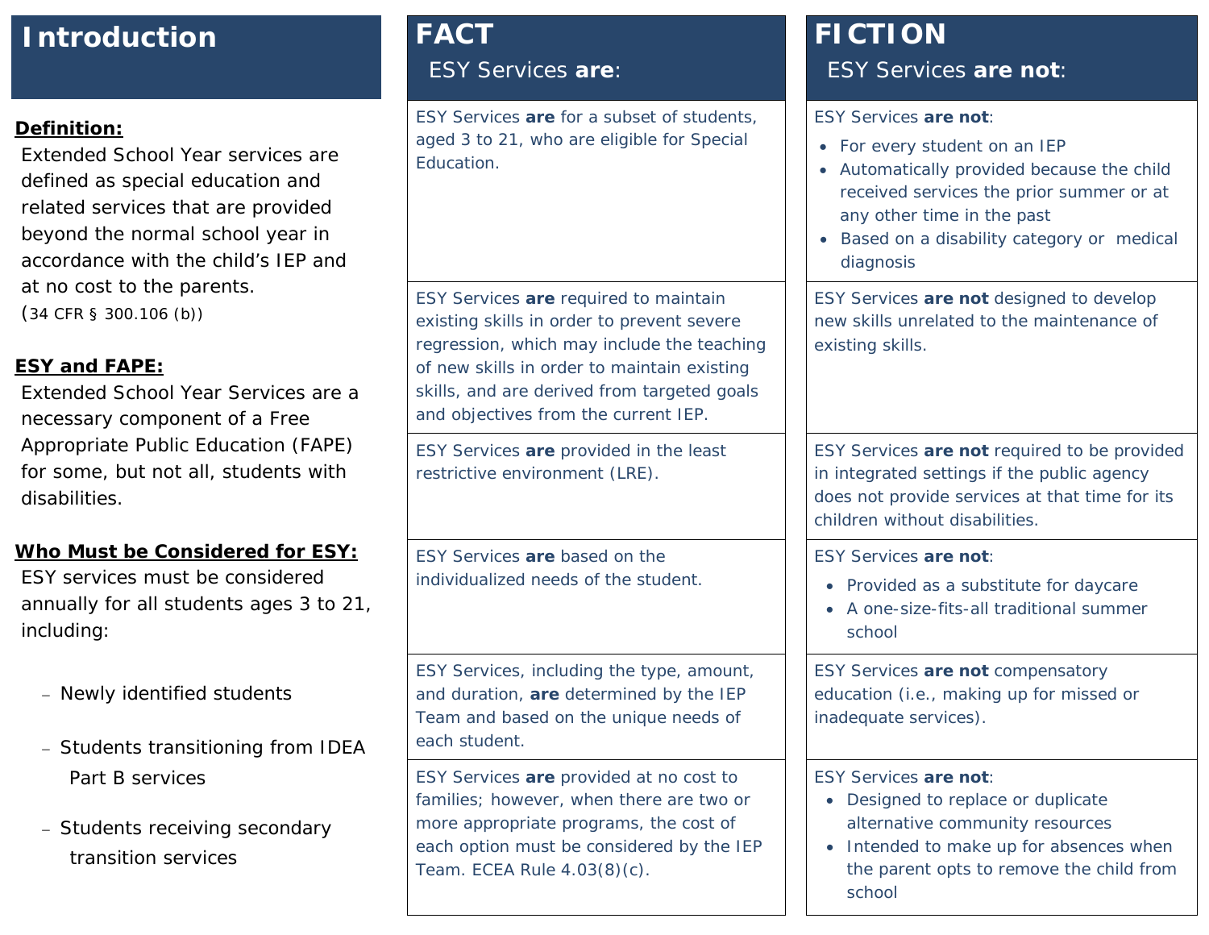## Introduction

**Definition:**

Extended School Year services are defined as special education and related services that are provided beyond the normal school year in accordance with the child's IEP and at no cost to the parents. (34 CFR § 300.106 (b))

**ESY and FAPE:**

Extended School Year Services are a necessary component of a Free Appropriate Public Education (FAPE) for some, but not all, students with disabilities.

**Who Must be Considered for ESY:**

ESY services must be considered annually for all students ages 3 to 21, including:

- Newly identified students
- Students transitioning from IDEA Part B services
- Students receiving secondary transition services

| FACT<br>ESY Services **are**: | FICTION<br>ESY Services **are not**: |
|---|---|
| ESY Services **are** for a subset of students, aged 3 to 21, who are eligible for Special Education. | ESY Services **are not**:<br>• For every student on an IEP<br>• Automatically provided because the child received services the prior summer or at any other time in the past<br>• Based on a disability category or medical diagnosis |
| ESY Services **are** required to maintain existing skills in order to prevent severe regression, which may include the teaching of new skills in order to maintain existing skills, and are derived from targeted goals and objectives from the current IEP. | ESY Services **are not** designed to develop new skills unrelated to the maintenance of existing skills. |
| ESY Services **are** provided in the least restrictive environment (LRE). | ESY Services **are not** required to be provided in integrated settings if the public agency does not provide services at that time for its children without disabilities. |
| ESY Services **are** based on the individualized needs of the student. | ESY Services **are not**:<br>• Provided as a substitute for daycare<br>• A one-size-fits-all traditional summer school |
| ESY Services, including the type, amount, and duration, **are** determined by the IEP Team and based on the unique needs of each student. | ESY Services **are not** compensatory education (i.e., making up for missed or inadequate services). |
| ESY Services **are** provided at no cost to families; however, when there are two or more appropriate programs, the cost of each option must be considered by the IEP Team. ECEA Rule 4.03(8)(c). | ESY Services **are not**:<br>• Designed to replace or duplicate alternative community resources<br>• Intended to make up for absences when the parent opts to remove the child from school |